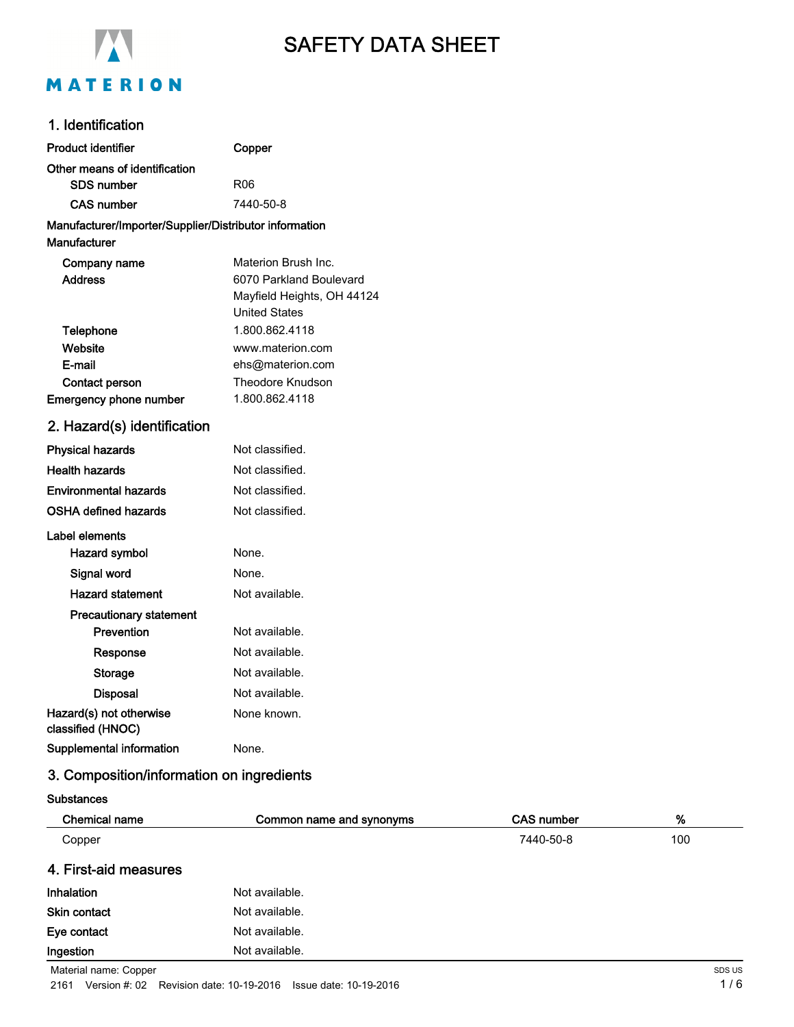# SAFETY DATA SHEET

MATERION

## 1. Identification

| | |
|---|---|
| **Product identifier** | **Copper** |
| **Other means of identification** | |
| **SDS number** | R06 |
| **CAS number** | 7440-50-8 |

**Manufacturer/Importer/Supplier/Distributor information**

**Manufacturer**

| | |
|---|---|
| **Company name** | Materion Brush Inc. |
| **Address** | 6070 Parkland Boulevard<br>Mayfield Heights, OH 44124<br>United States |
| **Telephone** | 1.800.862.4118 |
| **Website** | www.materion.com |
| **E-mail** | ehs@materion.com |
| **Contact person** | Theodore Knudson |
| **Emergency phone number** | 1.800.862.4118 |

## 2. Hazard(s) identification

| | |
|---|---|
| **Physical hazards** | Not classified. |
| **Health hazards** | Not classified. |
| **Environmental hazards** | Not classified. |
| **OSHA defined hazards** | Not classified. |

**Label elements**

| | |
|---|---|
| **Hazard symbol** | None. |
| **Signal word** | None. |
| **Hazard statement** | Not available. |
| **Precautionary statement** | |
| **Prevention** | Not available. |
| **Response** | Not available. |
| **Storage** | Not available. |
| **Disposal** | Not available. |
| **Hazard(s) not otherwise classified (HNOC)** | None known. |
| **Supplemental information** | None. |

## 3. Composition/information on ingredients

**Substances**

| Chemical name | Common name and synonyms | CAS number | % |
|---|---|---|---|
| Copper | | 7440-50-8 | 100 |

## 4. First-aid measures

| | |
|---|---|
| **Inhalation** | Not available. |
| **Skin contact** | Not available. |
| **Eye contact** | Not available. |
| **Ingestion** | Not available. |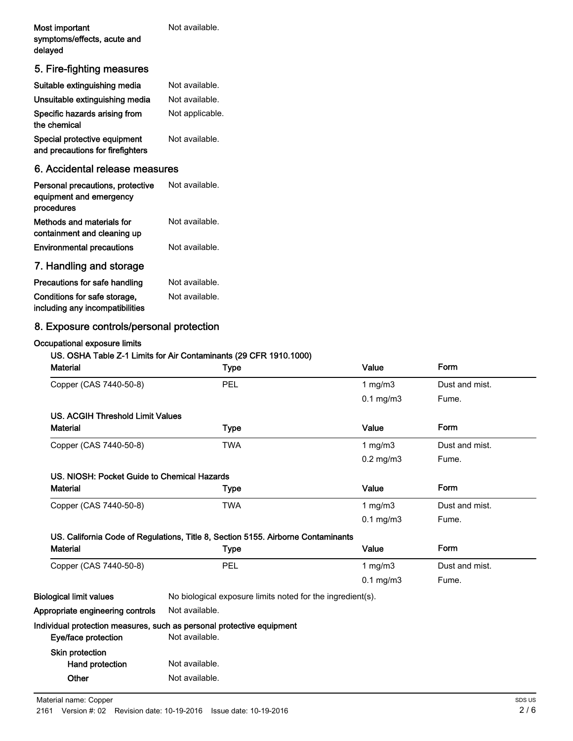**Most important symptoms/effects, acute and delayed** Not available.

## 5. Fire-fighting measures

**Suitable extinguishing media** Not available.

**Unsuitable extinguishing media** Not available.

**Specific hazards arising from the chemical** Not applicable.

**Special protective equipment and precautions for firefighters** Not available.

## 6. Accidental release measures

**Personal precautions, protective equipment and emergency procedures** Not available.

**Methods and materials for containment and cleaning up** Not available.

**Environmental precautions** Not available.

## 7. Handling and storage

**Precautions for safe handling** Not available.

**Conditions for safe storage, including any incompatibilities** Not available.

## 8. Exposure controls/personal protection

**Occupational exposure limits**

**US. OSHA Table Z-1 Limits for Air Contaminants (29 CFR 1910.1000)**

| Material | Type | Value | Form |
|---|---|---|---|
| Copper (CAS 7440-50-8) | PEL | 1 mg/m3 | Dust and mist. |
| | | 0.1 mg/m3 | Fume. |

**US. ACGIH Threshold Limit Values**

| Material | Type | Value | Form |
|---|---|---|---|
| Copper (CAS 7440-50-8) | TWA | 1 mg/m3 | Dust and mist. |
| | | 0.2 mg/m3 | Fume. |

**US. NIOSH: Pocket Guide to Chemical Hazards**

| Material | Type | Value | Form |
|---|---|---|---|
| Copper (CAS 7440-50-8) | TWA | 1 mg/m3 | Dust and mist. |
| | | 0.1 mg/m3 | Fume. |

**US. California Code of Regulations, Title 8, Section 5155. Airborne Contaminants**

| Material | Type | Value | Form |
|---|---|---|---|
| Copper (CAS 7440-50-8) | PEL | 1 mg/m3 | Dust and mist. |
| | | 0.1 mg/m3 | Fume. |

**Biological limit values** No biological exposure limits noted for the ingredient(s).

**Appropriate engineering controls** Not available.

**Individual protection measures, such as personal protective equipment**

**Eye/face protection** Not available.

**Skin protection**

**Hand protection** Not available.

**Other** Not available.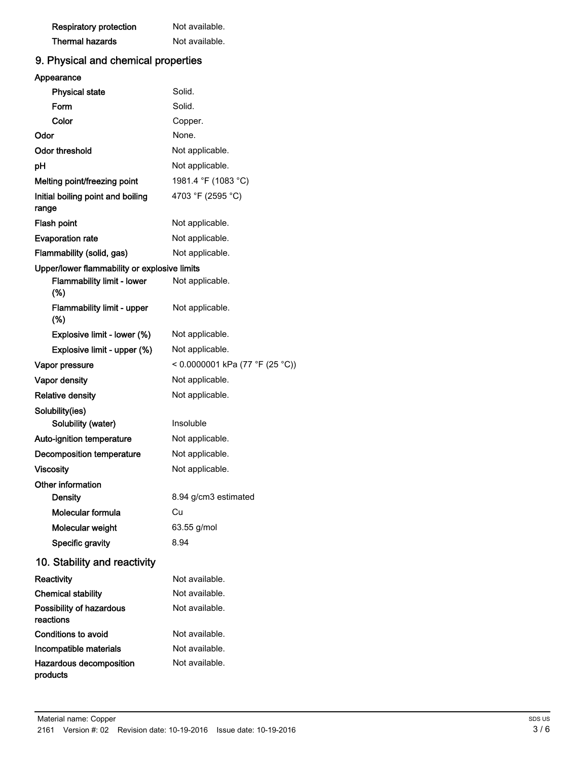| | |
|---|---|
| **Respiratory protection** | Not available. |
| **Thermal hazards** | Not available. |

## 9. Physical and chemical properties

| | |
|---|---|
| **Appearance** | |
| **Physical state** | Solid. |
| **Form** | Solid. |
| **Color** | Copper. |
| **Odor** | None. |
| **Odor threshold** | Not applicable. |
| **pH** | Not applicable. |
| **Melting point/freezing point** | 1981.4 °F (1083 °C) |
| **Initial boiling point and boiling range** | 4703 °F (2595 °C) |
| **Flash point** | Not applicable. |
| **Evaporation rate** | Not applicable. |
| **Flammability (solid, gas)** | Not applicable. |
| **Upper/lower flammability or explosive limits** | |
| **Flammability limit - lower (%)** | Not applicable. |
| **Flammability limit - upper (%)** | Not applicable. |
| **Explosive limit - lower (%)** | Not applicable. |
| **Explosive limit - upper (%)** | Not applicable. |
| **Vapor pressure** | < 0.0000001 kPa (77 °F (25 °C)) |
| **Vapor density** | Not applicable. |
| **Relative density** | Not applicable. |
| **Solubility(ies)** | |
| **Solubility (water)** | Insoluble |
| **Auto-ignition temperature** | Not applicable. |
| **Decomposition temperature** | Not applicable. |
| **Viscosity** | Not applicable. |
| **Other information** | |
| **Density** | 8.94 g/cm3 estimated |
| **Molecular formula** | Cu |
| **Molecular weight** | 63.55 g/mol |
| **Specific gravity** | 8.94 |

## 10. Stability and reactivity

| | |
|---|---|
| **Reactivity** | Not available. |
| **Chemical stability** | Not available. |
| **Possibility of hazardous reactions** | Not available. |
| **Conditions to avoid** | Not available. |
| **Incompatible materials** | Not available. |
| **Hazardous decomposition products** | Not available. |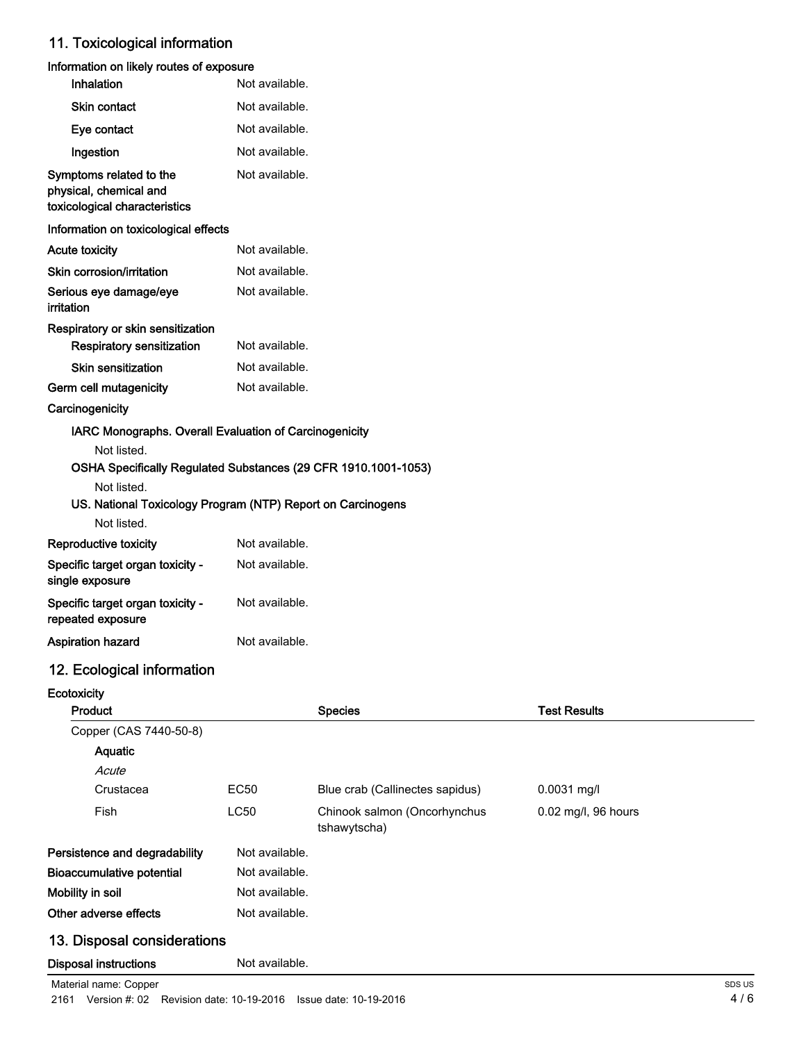## 11. Toxicological information

**Information on likely routes of exposure**

| | |
|---|---|
| **Inhalation** | Not available. |
| **Skin contact** | Not available. |
| **Eye contact** | Not available. |
| **Ingestion** | Not available. |
| **Symptoms related to the physical, chemical and toxicological characteristics** | Not available. |

**Information on toxicological effects**

| | |
|---|---|
| **Acute toxicity** | Not available. |
| **Skin corrosion/irritation** | Not available. |
| **Serious eye damage/eye irritation** | Not available. |

**Respiratory or skin sensitization**

| | |
|---|---|
| **Respiratory sensitization** | Not available. |
| **Skin sensitization** | Not available. |
| **Germ cell mutagenicity** | Not available. |

**Carcinogenicity**

**IARC Monographs. Overall Evaluation of Carcinogenicity**

Not listed.

**OSHA Specifically Regulated Substances (29 CFR 1910.1001-1053)**

Not listed.

**US. National Toxicology Program (NTP) Report on Carcinogens**

Not listed.

| | |
|---|---|
| **Reproductive toxicity** | Not available. |
| **Specific target organ toxicity - single exposure** | Not available. |
| **Specific target organ toxicity - repeated exposure** | Not available. |
| **Aspiration hazard** | Not available. |

## 12. Ecological information

**Ecotoxicity**

| Product | | Species | Test Results |
|---|---|---|---|
| Copper (CAS 7440-50-8) | | | |
| **Aquatic** | | | |
| *Acute* | | | |
| Crustacea | EC50 | Blue crab (Callinectes sapidus) | 0.0031 mg/l |
| Fish | LC50 | Chinook salmon (Oncorhynchus tshawytscha) | 0.02 mg/l, 96 hours |

| | |
|---|---|
| **Persistence and degradability** | Not available. |
| **Bioaccumulative potential** | Not available. |
| **Mobility in soil** | Not available. |
| **Other adverse effects** | Not available. |

## 13. Disposal considerations

| | |
|---|---|
| **Disposal instructions** | Not available. |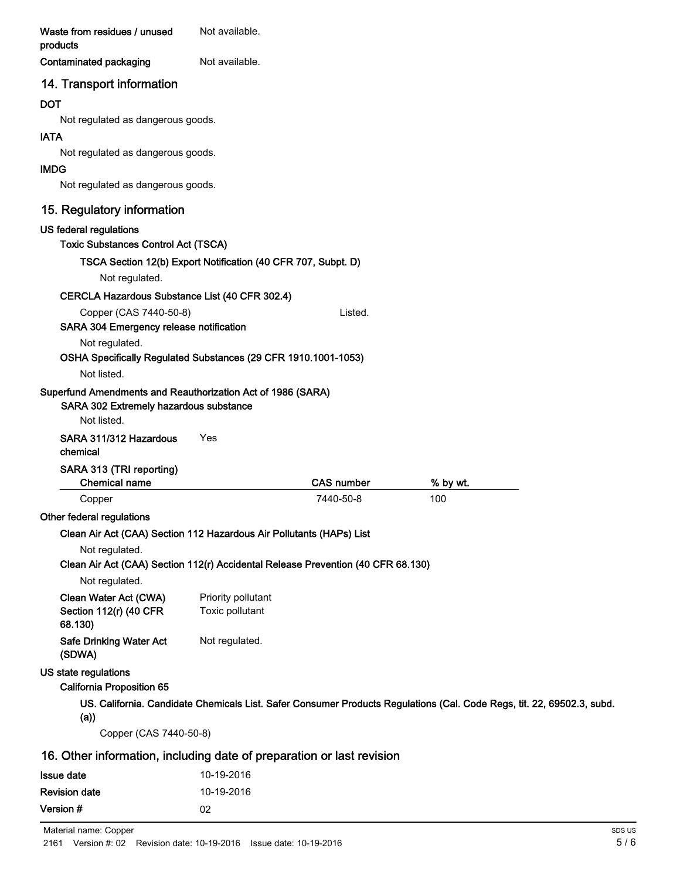**Waste from residues / unused products** Not available.

**Contaminated packaging** Not available.

## 14. Transport information

**DOT**

Not regulated as dangerous goods.

**IATA**

Not regulated as dangerous goods.

**IMDG**

Not regulated as dangerous goods.

## 15. Regulatory information

**US federal regulations**

**Toxic Substances Control Act (TSCA)**

**TSCA Section 12(b) Export Notification (40 CFR 707, Subpt. D)**

Not regulated.

**CERCLA Hazardous Substance List (40 CFR 302.4)**

Copper (CAS 7440-50-8) Listed.

**SARA 304 Emergency release notification**

Not regulated.

**OSHA Specifically Regulated Substances (29 CFR 1910.1001-1053)**

Not listed.

**Superfund Amendments and Reauthorization Act of 1986 (SARA)**

**SARA 302 Extremely hazardous substance**

Not listed.

**SARA 311/312 Hazardous chemical** Yes

**SARA 313 (TRI reporting)**

| Chemical name | CAS number | % by wt. |
|---|---|---|
| Copper | 7440-50-8 | 100 |

**Other federal regulations**

**Clean Air Act (CAA) Section 112 Hazardous Air Pollutants (HAPs) List**

Not regulated.

**Clean Air Act (CAA) Section 112(r) Accidental Release Prevention (40 CFR 68.130)**

Not regulated.

**Clean Water Act (CWA) Section 112(r) (40 CFR 68.130)** Priority pollutant
Toxic pollutant

**Safe Drinking Water Act (SDWA)** Not regulated.

**US state regulations**

**California Proposition 65**

**US. California. Candidate Chemicals List. Safer Consumer Products Regulations (Cal. Code Regs, tit. 22, 69502.3, subd. (a))**

Copper (CAS 7440-50-8)

## 16. Other information, including date of preparation or last revision

**Issue date** 10-19-2016

**Revision date** 10-19-2016

**Version #** 02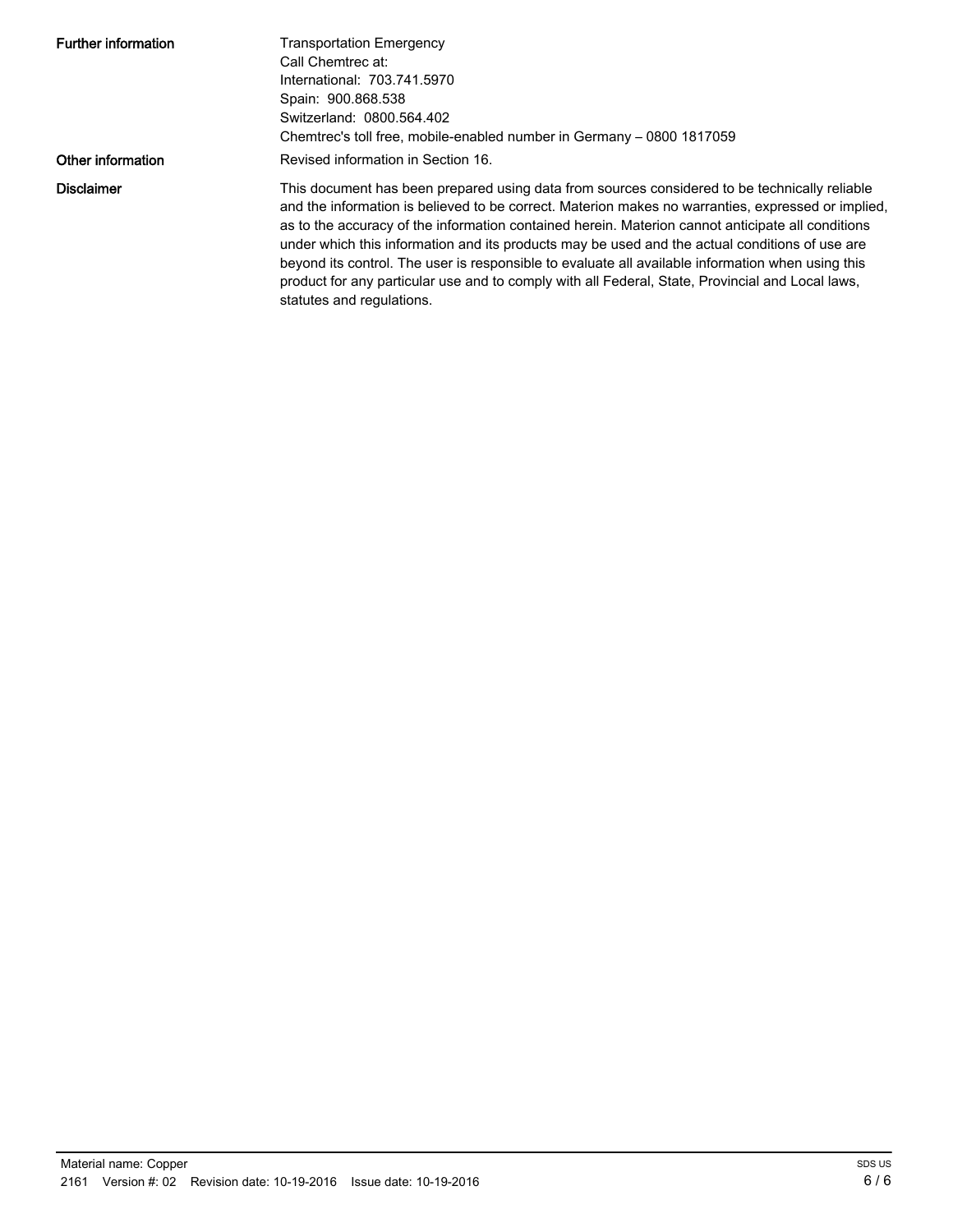**Further information**

Transportation Emergency
Call Chemtrec at:
International: 703.741.5970
Spain: 900.868.538
Switzerland: 0800.564.402
Chemtrec's toll free, mobile-enabled number in Germany – 0800 1817059

**Other information**

Revised information in Section 16.

**Disclaimer**

This document has been prepared using data from sources considered to be technically reliable and the information is believed to be correct. Materion makes no warranties, expressed or implied, as to the accuracy of the information contained herein. Materion cannot anticipate all conditions under which this information and its products may be used and the actual conditions of use are beyond its control. The user is responsible to evaluate all available information when using this product for any particular use and to comply with all Federal, State, Provincial and Local laws, statutes and regulations.